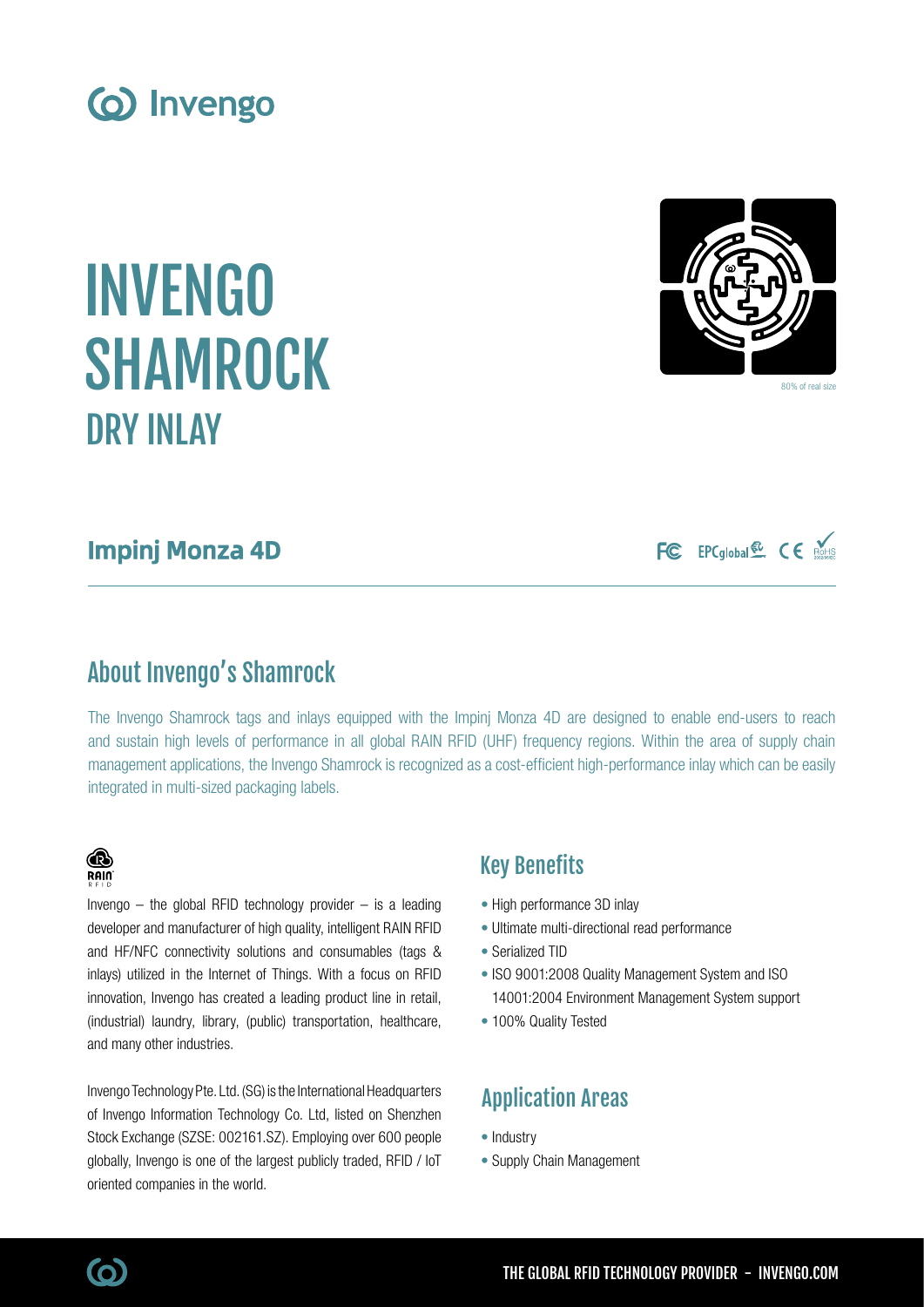# INVENGO SHAMROCK

## DRY INLAY

80% of real size

## Impinj Monza 4D

## About Invengo's Shamrock

The Invengo Shamrock tags and inlays equipped with the Impinj Monza 4D are designed to enable end-users to reach and sustain high levels of performance in all global RAIN RFID (UHF) frequency regions. Within the area of supply chain management applications, the Invengo Shamrock is recognized as a cost-efficient high-performance inlay which can be easily integrated in multi-sized packaging labels.

Invengo – the global RFID technology provider – is a leading developer and manufacturer of high quality, intelligent RAIN RFID and HF/NFC connectivity solutions and consumables (tags & inlays) utilized in the Internet of Things. With a focus on RFID innovation, Invengo has created a leading product line in retail, (industrial) laundry, library, (public) transportation, healthcare, and many other industries.

Invengo Technology Pte. Ltd. (SG) is the International Headquarters of Invengo Information Technology Co. Ltd, listed on Shenzhen Stock Exchange (SZSE: 002161.SZ). Employing over 600 people globally, Invengo is one of the largest publicly traded, RFID / IoT oriented companies in the world.

## Key Benefits

- High performance 3D inlay
- Ultimate multi-directional read performance
- Serialized TID
- ISO 9001:2008 Quality Management System and ISO 14001:2004 Environment Management System support
- 100% Quality Tested

## Application Areas

- Industry
- Supply Chain Management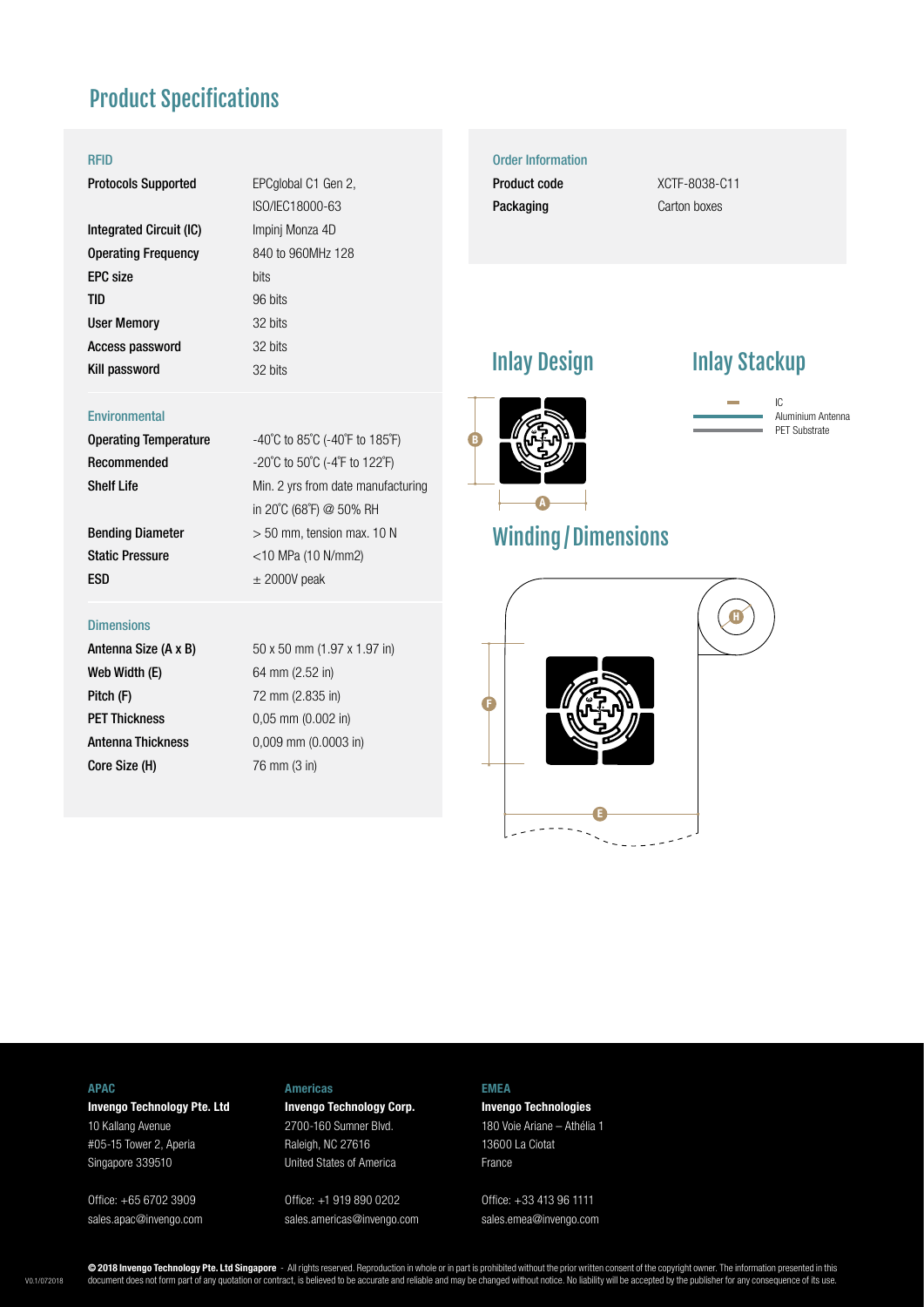# Product Specifications

### RFID

| | |
|---|---|
| Protocols Supported | EPCglobal C1 Gen 2, ISO/IEC18000-63 |
| Integrated Circuit (IC) | Impinj Monza 4D |
| Operating Frequency | 840 to 960MHz 128 |
| EPC size | bits |
| TID | 96 bits |
| User Memory | 32 bits |
| Access password | 32 bits |
| Kill password | 32 bits |

### Environmental

| | |
|---|---|
| Operating Temperature | -40˚C to 85˚C (-40˚F to 185˚F) |
| Recommended | -20˚C to 50˚C (-4˚F to 122˚F) |
| Shelf Life | Min. 2 yrs from date manufacturing in 20˚C (68˚F) @ 50% RH |
| Bending Diameter | > 50 mm, tension max. 10 N |
| Static Pressure | <10 MPa (10 N/mm2) |
| ESD | ± 2000V peak |

### Dimensions

| | |
|---|---|
| Antenna Size (A x B) | 50 x 50 mm (1.97 x 1.97 in) |
| Web Width (E) | 64 mm (2.52 in) |
| Pitch (F) | 72 mm (2.835 in) |
| PET Thickness | 0,05 mm (0.002 in) |
| Antenna Thickness | 0,009 mm (0.0003 in) |
| Core Size (H) | 76 mm (3 in) |

### Order Information

| | |
|---|---|
| Product code | XCTF-8038-C11 |
| Packaging | Carton boxes |

## Inlay Design

B

A

## Inlay Stackup

IC
Aluminium Antenna
PET Substrate

## Winding / Dimensions

H

F

E

---

**APAC**
**Invengo Technology Pte. Ltd**
10 Kallang Avenue
#05-15 Tower 2, Aperia
Singapore 339510

Office: +65 6702 3909
sales.apac@invengo.com

**Americas**
**Invengo Technology Corp.**
2700-160 Sumner Blvd.
Raleigh, NC 27616
United States of America

Office: +1 919 890 0202
sales.americas@invengo.com

**EMEA**
**Invengo Technologies**
180 Voie Ariane – Athélia 1
13600 La Ciotat
France

Office: +33 413 96 1111
sales.emea@invengo.com

**© 2018 Invengo Technology Pte. Ltd Singapore** - All rights reserved. Reproduction in whole or in part is prohibited without the prior written consent of the copyright owner. The information presented in this document does not form part of any quotation or contract, is believed to be accurate and reliable and may be changed without notice. No liability will be accepted by the publisher for any consequence of its use.

V0.1/072018